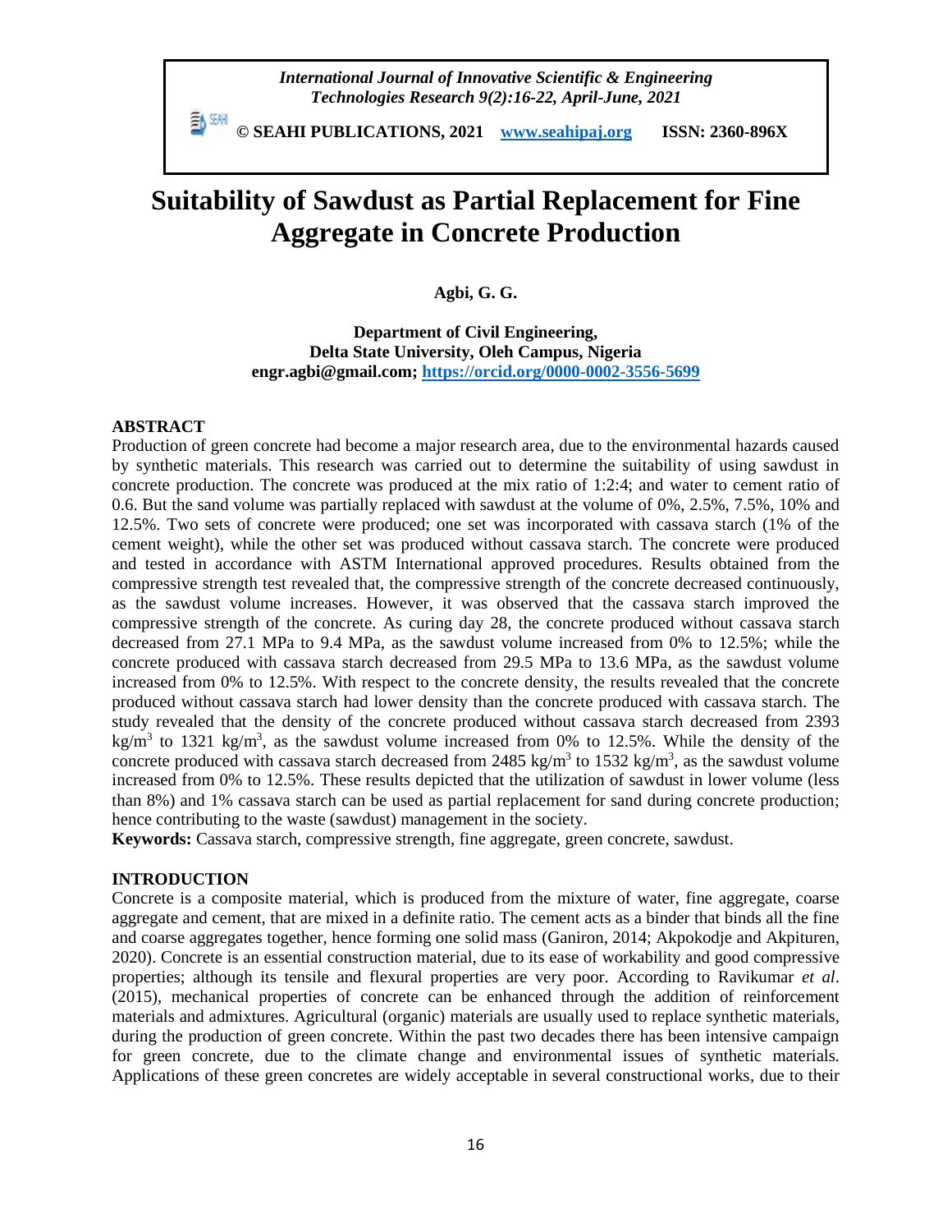*International Journal of Innovative Scientific & Engineering Technologies Research 9(2):16-22, April-June, 2021*

**© SEAHI PUBLICATIONS, 2021 [www.seahipaj.org](www.seahipaj.org) ISSN: 2360-896X**

# Suitability of Sawdust as Partial Replacement for Fine Aggregate in Concrete Production

**Agbi, G. G.**

**Department of Civil Engineering,**
**Delta State University, Oleh Campus, Nigeria**
**engr.agbi@gmail.com; https://orcid.org/0000-0002-3556-5699**

## ABSTRACT

Production of green concrete had become a major research area, due to the environmental hazards caused by synthetic materials. This research was carried out to determine the suitability of using sawdust in concrete production. The concrete was produced at the mix ratio of 1:2:4; and water to cement ratio of 0.6. But the sand volume was partially replaced with sawdust at the volume of 0%, 2.5%, 7.5%, 10% and 12.5%. Two sets of concrete were produced; one set was incorporated with cassava starch (1% of the cement weight), while the other set was produced without cassava starch. The concrete were produced and tested in accordance with ASTM International approved procedures. Results obtained from the compressive strength test revealed that, the compressive strength of the concrete decreased continuously, as the sawdust volume increases. However, it was observed that the cassava starch improved the compressive strength of the concrete. As curing day 28, the concrete produced without cassava starch decreased from 27.1 MPa to 9.4 MPa, as the sawdust volume increased from 0% to 12.5%; while the concrete produced with cassava starch decreased from 29.5 MPa to 13.6 MPa, as the sawdust volume increased from 0% to 12.5%. With respect to the concrete density, the results revealed that the concrete produced without cassava starch had lower density than the concrete produced with cassava starch. The study revealed that the density of the concrete produced without cassava starch decreased from 2393 $kg/m^3$ to 1321 $kg/m^3$, as the sawdust volume increased from 0% to 12.5%. While the density of the concrete produced with cassava starch decreased from 2485 $kg/m^3$ to 1532 $kg/m^3$, as the sawdust volume increased from 0% to 12.5%. These results depicted that the utilization of sawdust in lower volume (less than 8%) and 1% cassava starch can be used as partial replacement for sand during concrete production; hence contributing to the waste (sawdust) management in the society.

**Keywords:** Cassava starch, compressive strength, fine aggregate, green concrete, sawdust.

## INTRODUCTION

Concrete is a composite material, which is produced from the mixture of water, fine aggregate, coarse aggregate and cement, that are mixed in a definite ratio. The cement acts as a binder that binds all the fine and coarse aggregates together, hence forming one solid mass (Ganiron, 2014; Akpokodje and Akpituren, 2020). Concrete is an essential construction material, due to its ease of workability and good compressive properties; although its tensile and flexural properties are very poor. According to Ravikumar *et al*. (2015), mechanical properties of concrete can be enhanced through the addition of reinforcement materials and admixtures. Agricultural (organic) materials are usually used to replace synthetic materials, during the production of green concrete. Within the past two decades there has been intensive campaign for green concrete, due to the climate change and environmental issues of synthetic materials. Applications of these green concretes are widely acceptable in several constructional works, due to their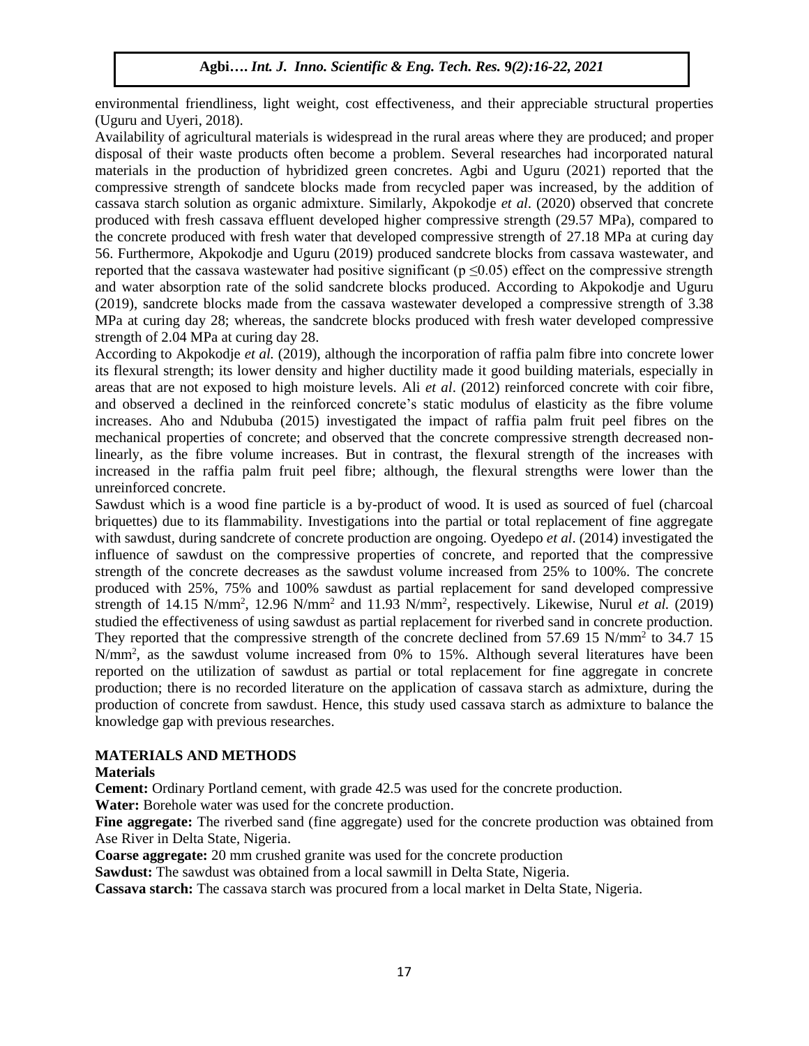environmental friendliness, light weight, cost effectiveness, and their appreciable structural properties (Uguru and Uyeri, 2018).

Availability of agricultural materials is widespread in the rural areas where they are produced; and proper disposal of their waste products often become a problem. Several researches had incorporated natural materials in the production of hybridized green concretes. Agbi and Uguru (2021) reported that the compressive strength of sandcete blocks made from recycled paper was increased, by the addition of cassava starch solution as organic admixture. Similarly, Akpokodje *et al*. (2020) observed that concrete produced with fresh cassava effluent developed higher compressive strength (29.57 MPa), compared to the concrete produced with fresh water that developed compressive strength of 27.18 MPa at curing day 56. Furthermore, Akpokodje and Uguru (2019) produced sandcrete blocks from cassava wastewater, and reported that the cassava wastewater had positive significant ($p \leq 0.05$) effect on the compressive strength and water absorption rate of the solid sandcrete blocks produced. According to Akpokodje and Uguru (2019), sandcrete blocks made from the cassava wastewater developed a compressive strength of 3.38 MPa at curing day 28; whereas, the sandcrete blocks produced with fresh water developed compressive strength of 2.04 MPa at curing day 28.

According to Akpokodje *et al.* (2019), although the incorporation of raffia palm fibre into concrete lower its flexural strength; its lower density and higher ductility made it good building materials, especially in areas that are not exposed to high moisture levels. Ali *et al*. (2012) reinforced concrete with coir fibre, and observed a declined in the reinforced concrete's static modulus of elasticity as the fibre volume increases. Aho and Ndububa (2015) investigated the impact of raffia palm fruit peel fibres on the mechanical properties of concrete; and observed that the concrete compressive strength decreased non-linearly, as the fibre volume increases. But in contrast, the flexural strength of the increases with increased in the raffia palm fruit peel fibre; although, the flexural strengths were lower than the unreinforced concrete.

Sawdust which is a wood fine particle is a by-product of wood. It is used as sourced of fuel (charcoal briquettes) due to its flammability. Investigations into the partial or total replacement of fine aggregate with sawdust, during sandcrete of concrete production are ongoing. Oyedepo *et al*. (2014) investigated the influence of sawdust on the compressive properties of concrete, and reported that the compressive strength of the concrete decreases as the sawdust volume increased from 25% to 100%. The concrete produced with 25%, 75% and 100% sawdust as partial replacement for sand developed compressive strength of 14.15 N/mm$^2$, 12.96 N/mm$^2$ and 11.93 N/mm$^2$, respectively. Likewise, Nurul *et al.* (2019) studied the effectiveness of using sawdust as partial replacement for riverbed sand in concrete production. They reported that the compressive strength of the concrete declined from 57.69 15 N/mm$^2$ to 34.7 15 N/mm$^2$, as the sawdust volume increased from 0% to 15%. Although several literatures have been reported on the utilization of sawdust as partial or total replacement for fine aggregate in concrete production; there is no recorded literature on the application of cassava starch as admixture, during the production of concrete from sawdust. Hence, this study used cassava starch as admixture to balance the knowledge gap with previous researches.

## MATERIALS AND METHODS

### Materials

**Cement:** Ordinary Portland cement, with grade 42.5 was used for the concrete production.

**Water:** Borehole water was used for the concrete production.

**Fine aggregate:** The riverbed sand (fine aggregate) used for the concrete production was obtained from Ase River in Delta State, Nigeria.

**Coarse aggregate:** 20 mm crushed granite was used for the concrete production

**Sawdust:** The sawdust was obtained from a local sawmill in Delta State, Nigeria.

**Cassava starch:** The cassava starch was procured from a local market in Delta State, Nigeria.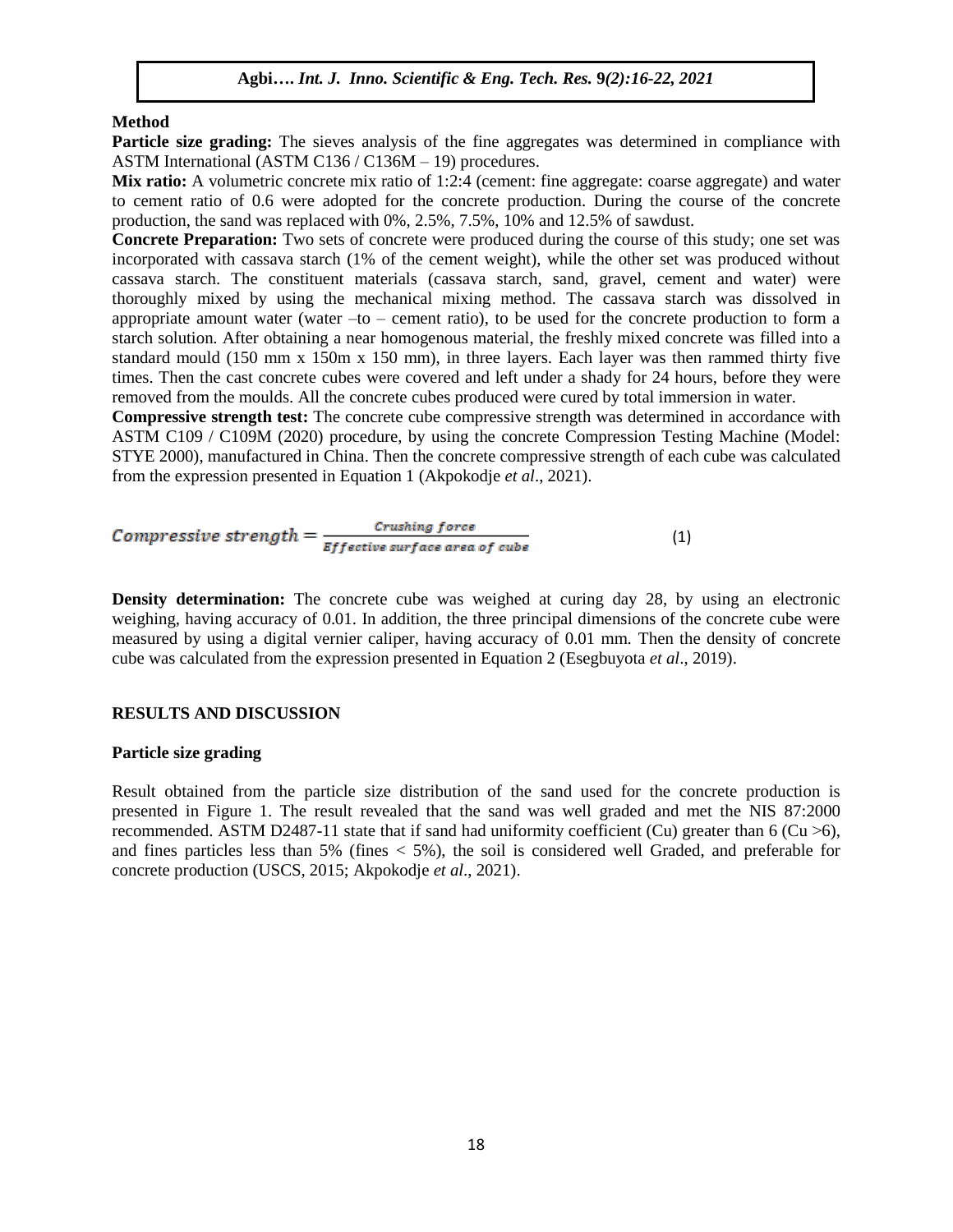## Method

**Particle size grading:** The sieves analysis of the fine aggregates was determined in compliance with ASTM International (ASTM C136 / C136M – 19) procedures.

**Mix ratio:** A volumetric concrete mix ratio of 1:2:4 (cement: fine aggregate: coarse aggregate) and water to cement ratio of 0.6 were adopted for the concrete production. During the course of the concrete production, the sand was replaced with 0%, 2.5%, 7.5%, 10% and 12.5% of sawdust.

**Concrete Preparation:** Two sets of concrete were produced during the course of this study; one set was incorporated with cassava starch (1% of the cement weight), while the other set was produced without cassava starch. The constituent materials (cassava starch, sand, gravel, cement and water) were thoroughly mixed by using the mechanical mixing method. The cassava starch was dissolved in appropriate amount water (water –to – cement ratio), to be used for the concrete production to form a starch solution. After obtaining a near homogenous material, the freshly mixed concrete was filled into a standard mould (150 mm x 150m x 150 mm), in three layers. Each layer was then rammed thirty five times. Then the cast concrete cubes were covered and left under a shady for 24 hours, before they were removed from the moulds. All the concrete cubes produced were cured by total immersion in water.

**Compressive strength test:** The concrete cube compressive strength was determined in accordance with ASTM C109 / C109M (2020) procedure, by using the concrete Compression Testing Machine (Model: STYE 2000), manufactured in China. Then the concrete compressive strength of each cube was calculated from the expression presented in Equation 1 (Akpokodje *et al*., 2021).

$$Compressive\ strength = \frac{Crushing\ force}{Effective\ surface\ area\ of\ cube} \tag{1}$$

**Density determination:** The concrete cube was weighed at curing day 28, by using an electronic weighing, having accuracy of 0.01. In addition, the three principal dimensions of the concrete cube were measured by using a digital vernier caliper, having accuracy of 0.01 mm. Then the density of concrete cube was calculated from the expression presented in Equation 2 (Esegbuyota *et al*., 2019).

## RESULTS AND DISCUSSION

### Particle size grading

Result obtained from the particle size distribution of the sand used for the concrete production is presented in Figure 1. The result revealed that the sand was well graded and met the NIS 87:2000 recommended. ASTM D2487-11 state that if sand had uniformity coefficient (Cu) greater than 6 ($Cu > 6$), and fines particles less than 5% (fines $< 5\%$), the soil is considered well Graded, and preferable for concrete production (USCS, 2015; Akpokodje *et al*., 2021).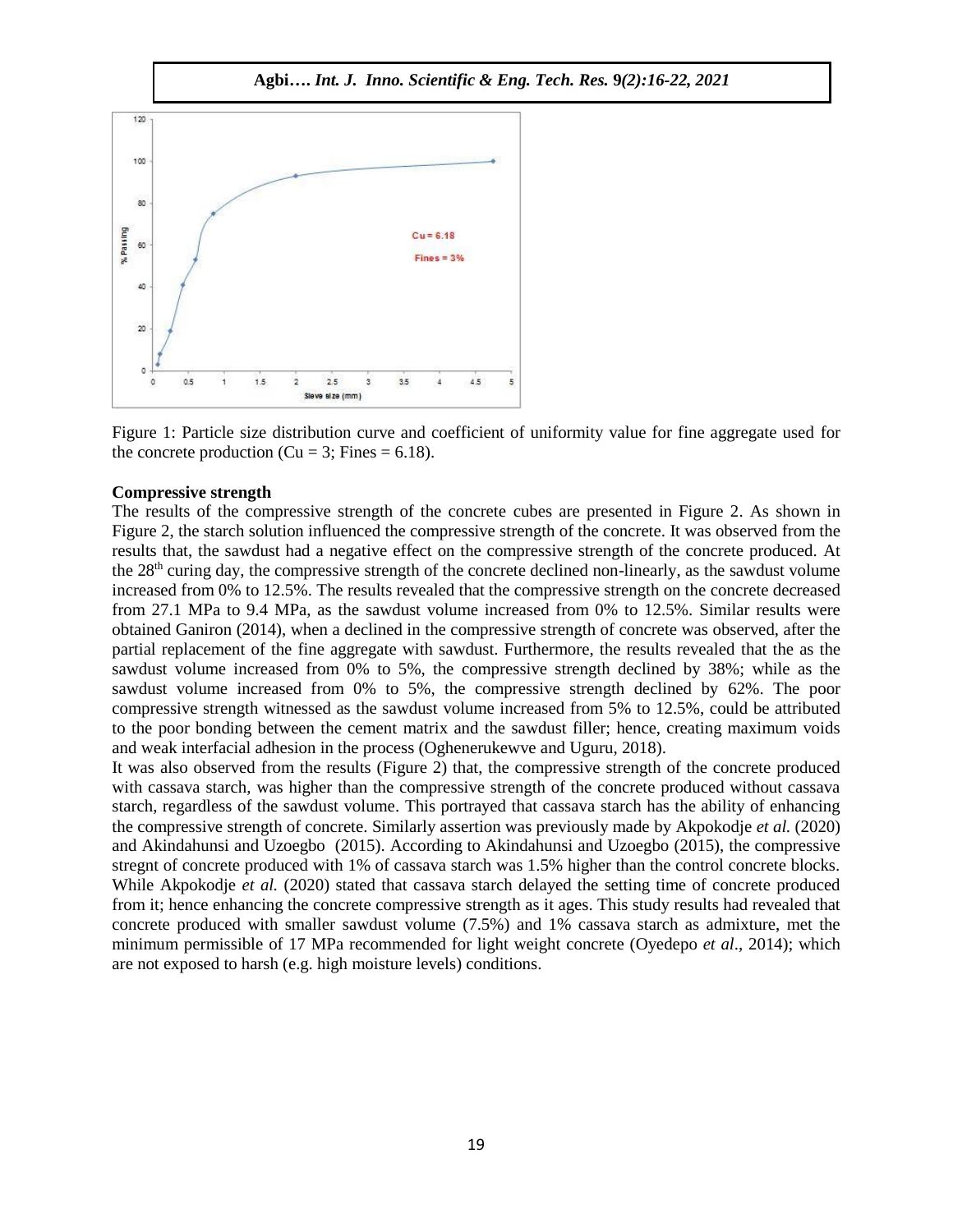Figure 1: Particle size distribution curve and coefficient of uniformity value for fine aggregate used for the concrete production (Cu = 3; Fines = 6.18).

**Compressive strength**

The results of the compressive strength of the concrete cubes are presented in Figure 2. As shown in Figure 2, the starch solution influenced the compressive strength of the concrete. It was observed from the results that, the sawdust had a negative effect on the compressive strength of the concrete produced. At the 28th curing day, the compressive strength of the concrete declined non-linearly, as the sawdust volume increased from 0% to 12.5%. The results revealed that the compressive strength on the concrete decreased from 27.1 MPa to 9.4 MPa, as the sawdust volume increased from 0% to 12.5%. Similar results were obtained Ganiron (2014), when a declined in the compressive strength of concrete was observed, after the partial replacement of the fine aggregate with sawdust. Furthermore, the results revealed that the as the sawdust volume increased from 0% to 5%, the compressive strength declined by 38%; while as the sawdust volume increased from 0% to 5%, the compressive strength declined by 62%. The poor compressive strength witnessed as the sawdust volume increased from 5% to 12.5%, could be attributed to the poor bonding between the cement matrix and the sawdust filler; hence, creating maximum voids and weak interfacial adhesion in the process (Oghenerukewve and Uguru, 2018).

It was also observed from the results (Figure 2) that, the compressive strength of the concrete produced with cassava starch, was higher than the compressive strength of the concrete produced without cassava starch, regardless of the sawdust volume. This portrayed that cassava starch has the ability of enhancing the compressive strength of concrete. Similarly assertion was previously made by Akpokodje *et al.* (2020) and Akindahunsi and Uzoegbo (2015). According to Akindahunsi and Uzoegbo (2015), the compressive stregnt of concrete produced with 1% of cassava starch was 1.5% higher than the control concrete blocks. While Akpokodje *et al.* (2020) stated that cassava starch delayed the setting time of concrete produced from it; hence enhancing the concrete compressive strength as it ages. This study results had revealed that concrete produced with smaller sawdust volume (7.5%) and 1% cassava starch as admixture, met the minimum permissible of 17 MPa recommended for light weight concrete (Oyedepo *et al*., 2014); which are not exposed to harsh (e.g. high moisture levels) conditions.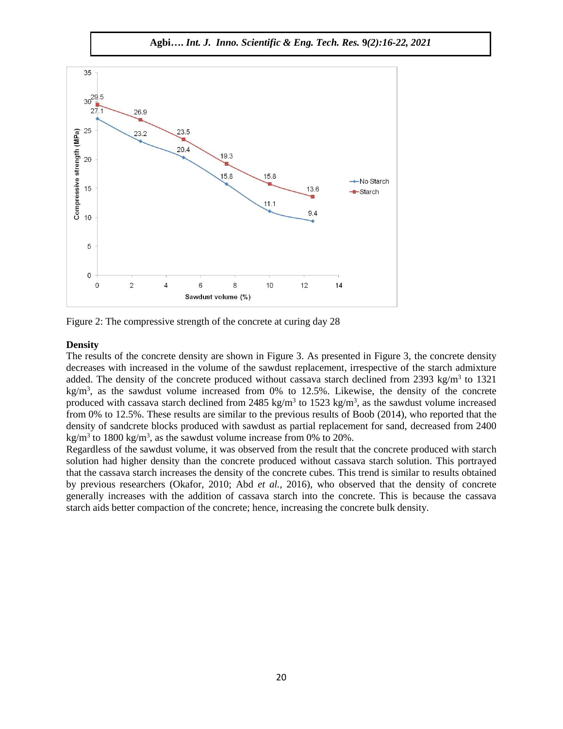Figure 2: The compressive strength of the concrete at curing day 28

**Density**

The results of the concrete density are shown in Figure 3. As presented in Figure 3, the concrete density decreases with increased in the volume of the sawdust replacement, irrespective of the starch admixture added. The density of the concrete produced without cassava starch declined from 2393 $kg/m^3$ to 1321 $kg/m^3$, as the sawdust volume increased from 0% to 12.5%. Likewise, the density of the concrete produced with cassava starch declined from 2485 $kg/m^3$ to 1523 $kg/m^3$, as the sawdust volume increased from 0% to 12.5%. These results are similar to the previous results of Boob (2014), who reported that the density of sandcrete blocks produced with sawdust as partial replacement for sand, decreased from 2400 $kg/m^3$ to 1800 $kg/m^3$, as the sawdust volume increase from 0% to 20%.

Regardless of the sawdust volume, it was observed from the result that the concrete produced with starch solution had higher density than the concrete produced without cassava starch solution. This portrayed that the cassava starch increases the density of the concrete cubes. This trend is similar to results obtained by previous researchers (Okafor, 2010; Abd *et al.,* 2016), who observed that the density of concrete generally increases with the addition of cassava starch into the concrete. This is because the cassava starch aids better compaction of the concrete; hence, increasing the concrete bulk density.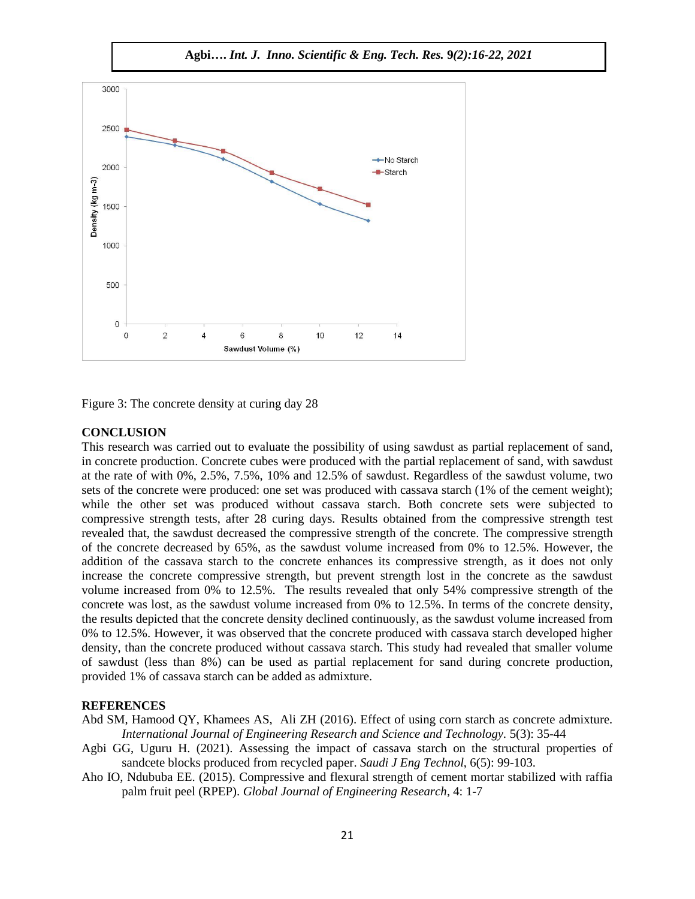Figure 3: The concrete density at curing day 28

## CONCLUSION

This research was carried out to evaluate the possibility of using sawdust as partial replacement of sand, in concrete production. Concrete cubes were produced with the partial replacement of sand, with sawdust at the rate of with 0%, 2.5%, 7.5%, 10% and 12.5% of sawdust. Regardless of the sawdust volume, two sets of the concrete were produced: one set was produced with cassava starch (1% of the cement weight); while the other set was produced without cassava starch. Both concrete sets were subjected to compressive strength tests, after 28 curing days. Results obtained from the compressive strength test revealed that, the sawdust decreased the compressive strength of the concrete. The compressive strength of the concrete decreased by 65%, as the sawdust volume increased from 0% to 12.5%. However, the addition of the cassava starch to the concrete enhances its compressive strength, as it does not only increase the concrete compressive strength, but prevent strength lost in the concrete as the sawdust volume increased from 0% to 12.5%. The results revealed that only 54% compressive strength of the concrete was lost, as the sawdust volume increased from 0% to 12.5%. In terms of the concrete density, the results depicted that the concrete density declined continuously, as the sawdust volume increased from 0% to 12.5%. However, it was observed that the concrete produced with cassava starch developed higher density, than the concrete produced without cassava starch. This study had revealed that smaller volume of sawdust (less than 8%) can be used as partial replacement for sand during concrete production, provided 1% of cassava starch can be added as admixture.

## REFERENCES

Abd SM, Hamood QY, Khamees AS, Ali ZH (2016). Effect of using corn starch as concrete admixture. *International Journal of Engineering Research and Science and Technology*. 5(3): 35-44

Agbi GG, Uguru H. (2021). Assessing the impact of cassava starch on the structural properties of sandcete blocks produced from recycled paper. *Saudi J Eng Technol*, 6(5): 99-103.

Aho IO, Ndububa EE. (2015). Compressive and flexural strength of cement mortar stabilized with raffia palm fruit peel (RPEP). *Global Journal of Engineering Research*, 4: 1-7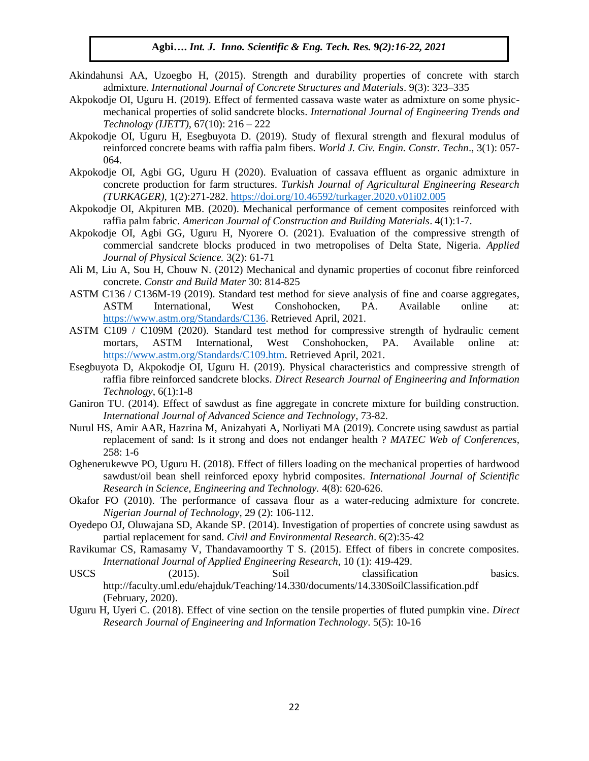Akindahunsi AA, Uzoegbo H, (2015). Strength and durability properties of concrete with starch admixture. *International Journal of Concrete Structures and Materials*. 9(3): 323–335

Akpokodje OI, Uguru H. (2019). Effect of fermented cassava waste water as admixture on some physic-mechanical properties of solid sandcrete blocks. *International Journal of Engineering Trends and Technology (IJETT)*, 67(10): 216 – 222

Akpokodje OI, Uguru H, Esegbuyota D. (2019). Study of flexural strength and flexural modulus of reinforced concrete beams with raffia palm fibers. *World J. Civ. Engin. Constr. Techn*., 3(1): 057-064.

Akpokodje OI, Agbi GG, Uguru H (2020). Evaluation of cassava effluent as organic admixture in concrete production for farm structures. *Turkish Journal of Agricultural Engineering Research (TURKAGER),* 1(2):271-282. https://doi.org/10.46592/turkager.2020.v01i02.005

Akpokodje OI, Akpituren MB. (2020). Mechanical performance of cement composites reinforced with raffia palm fabric. *American Journal of Construction and Building Materials*. 4(1):1-7.

Akpokodje OI, Agbi GG, Uguru H, Nyorere O. (2021). Evaluation of the compressive strength of commercial sandcrete blocks produced in two metropolises of Delta State, Nigeria. *Applied Journal of Physical Science.* 3(2): 61-71

Ali M, Liu A, Sou H, Chouw N. (2012) Mechanical and dynamic properties of coconut fibre reinforced concrete. *Constr and Build Mater* 30: 814-825

ASTM C136 / C136M-19 (2019). Standard test method for sieve analysis of fine and coarse aggregates, ASTM International, West Conshohocken, PA. Available online at: https://www.astm.org/Standards/C136. Retrieved April, 2021.

ASTM C109 / C109M (2020). Standard test method for compressive strength of hydraulic cement mortars, ASTM International, West Conshohocken, PA. Available online at: https://www.astm.org/Standards/C109.htm. Retrieved April, 2021.

Esegbuyota D, Akpokodje OI, Uguru H. (2019). Physical characteristics and compressive strength of raffia fibre reinforced sandcrete blocks. *Direct Research Journal of Engineering and Information Technology*, 6(1):1-8

Ganiron TU. (2014). Effect of sawdust as fine aggregate in concrete mixture for building construction. *International Journal of Advanced Science and Technology*, 73-82.

Nurul HS, Amir AAR, Hazrina M, Anizahyati A, Norliyati MA (2019). Concrete using sawdust as partial replacement of sand: Is it strong and does not endanger health ? *MATEC Web of Conferences*, 258: 1-6

Oghenerukewve PO, Uguru H. (2018). Effect of fillers loading on the mechanical properties of hardwood sawdust/oil bean shell reinforced epoxy hybrid composites. *International Journal of Scientific Research in Science, Engineering and Technology.* 4(8): 620-626.

Okafor FO (2010). The performance of cassava flour as a water-reducing admixture for concrete. *Nigerian Journal of Technology*, 29 (2): 106-112.

Oyedepo OJ, Oluwajana SD, Akande SP. (2014). Investigation of properties of concrete using sawdust as partial replacement for sand. *Civil and Environmental Research*. 6(2):35-42

Ravikumar CS, Ramasamy V, Thandavamoorthy T S. (2015). Effect of fibers in concrete composites. *International Journal of Applied Engineering Research*, 10 (1): 419-429.

USCS (2015). Soil classification basics. http://faculty.uml.edu/ehajduk/Teaching/14.330/documents/14.330SoilClassification.pdf (February, 2020).

Uguru H, Uyeri C. (2018). Effect of vine section on the tensile properties of fluted pumpkin vine. *Direct Research Journal of Engineering and Information Technology*. 5(5): 10-16